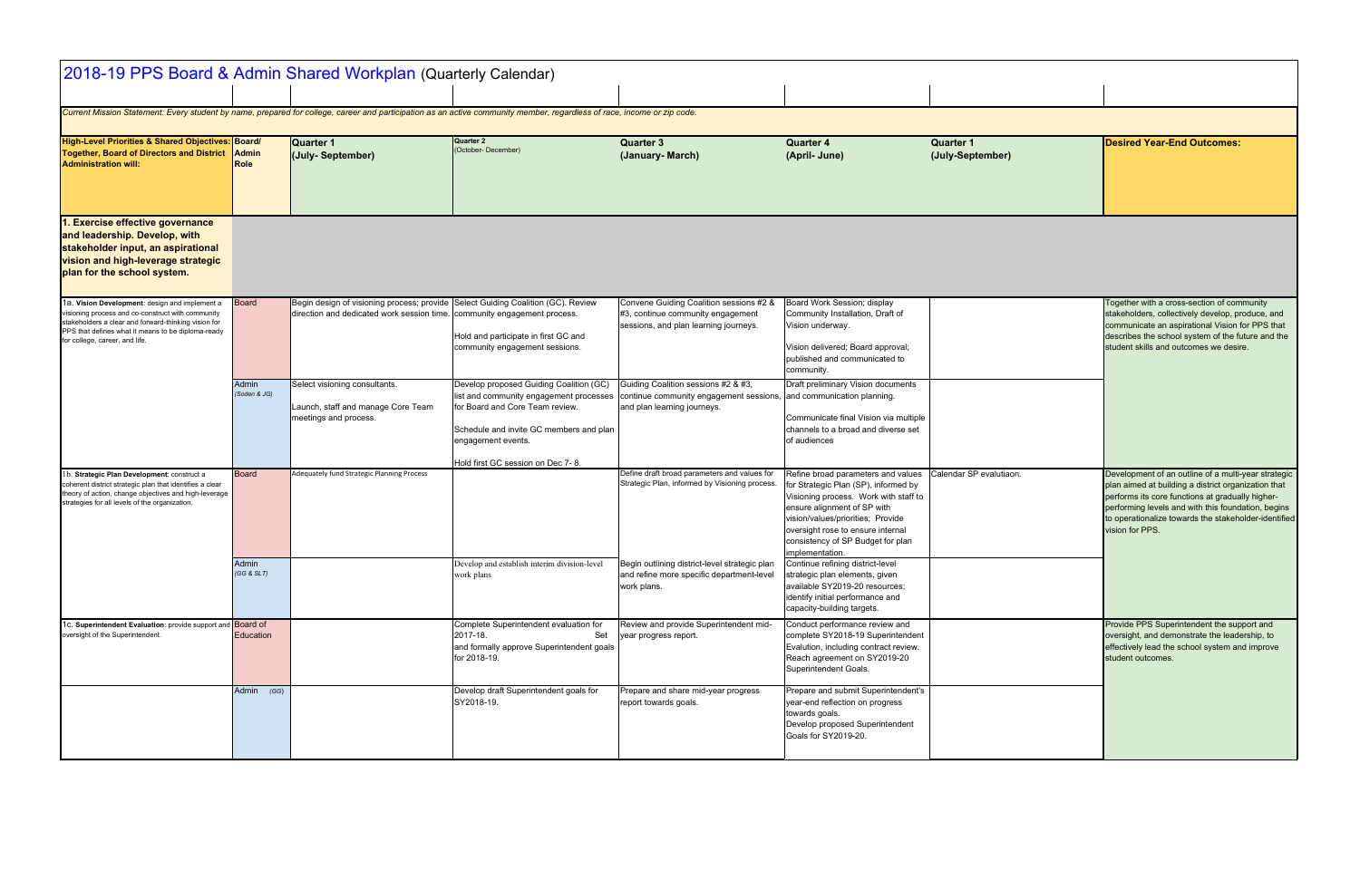# 2018-19 PPS Board & Admin Shared Workplan (Quarterly Calendar)

*Current Mission Statement: Every student by name, prepared for college, career and participation as an active community member, regardless of race, income or zip code.*

| High-Level Priorities & Shared Objectives: Together, Board of Directors and District Administration will: | Board/ Admin Role | Quarter 1 (July- September) | Quarter 2 (October- December) | Quarter 3 (January- March) | Quarter 4 (April- June) | Quarter 1 (July-September) | Desired Year-End Outcomes: |
|---|---|---|---|---|---|---|---|
| **1. Exercise effective governance and leadership. Develop, with stakeholder input, an aspirational vision and high-leverage strategic plan for the school system.** | | | | | | | |
| 1a. **Vision Development**: design and implement a visioning process and co-construct with community stakeholders a clear and forward-thinking vision for PPS that defines what it means to be diploma-ready for college, career, and life. | Board | Begin design of visioning process; provide direction and dedicated work session time. | Select Guiding Coalition (GC). Review community engagement process.<br><br>Hold and participate in first GC and community engagement sessions. | Convene Guiding Coalition sessions #2 & #3, continue community engagement sessions, and plan learning journeys. | Board Work Session; display Community Installation, Draft of Vision underway.<br><br>Vision delivered; Board approval; published and communicated to community. | | Together with a cross-section of community stakeholders, collectively develop, produce, and communicate an aspirational Vision for PPS that describes the school system of the future and the student skills and outcomes we desire. |
| | Admin *(Soden & JG)* | Select visioning consultants.<br><br>Launch, staff and manage Core Team meetings and process. | Develop proposed Guiding Coalition (GC) list and community engagement processes for Board and Core Team review.<br><br>Schedule and invite GC members and plan engagement events.<br><br>Hold first GC session on Dec 7- 8. | Guiding Coalition sessions #2 & #3, continue community engagement sessions, and plan learning journeys. | Draft preliminary Vision documents and communication planning.<br><br>Communicate final Vision via multiple channels to a broad and diverse set of audiences | | |
| 1b. **Strategic Plan Development**: construct a coherent district strategic plan that identifies a clear theory of action, change objectives and high-leverage strategies for all levels of the organization. | Board | Adequately fund Strategic Planning Process | | Define draft broad parameters and values for Strategic Plan, informed by Visioning process. | Refine broad parameters and values for Strategic Plan (SP), informed by Visioning process. Work with staff to ensure alignment of SP with vision/values/priorities; Provide oversight rose to ensure internal consistency of SP Budget for plan implementation. | Calendar SP evalutiaon. | Development of an outline of a multi-year strategic plan aimed at building a district organization that performs its core functions at gradually higher-performing levels and with this foundation, begins to operationalize towards the stakeholder-identified vision for PPS. |
| | Admin *(GG & SLT)* | | Develop and establish interim division-level work plans | Begin outlining district-level strategic plan and refine more specific department-level work plans. | Continue refining district-level strategic plan elements, given available SY2019-20 resources; identify initial performance and capacity-building targets. | | |
| 1c. **Superintendent Evaluation**: provide support and oversight of the Superintendent. | Board of Education | | Complete Superintendent evaluation for 2017-18. Set and formally approve Superintendent goals for 2018-19. | Review and provide Superintendent mid-year progress report. | Conduct performance review and complete SY2018-19 Superintendent Evalution, including contract review. Reach agreement on SY2019-20 Superintendent Goals. | | Provide PPS Superintendent the support and oversight, and demonstrate the leadership, to effectively lead the school system and improve student outcomes. |
| | Admin *(GG)* | | Develop draft Superintendent goals for SY2018-19. | Prepare and share mid-year progress report towards goals. | Prepare and submit Superintendent's year-end reflection on progress towards goals.<br>Develop proposed Superintendent Goals for SY2019-20. | | |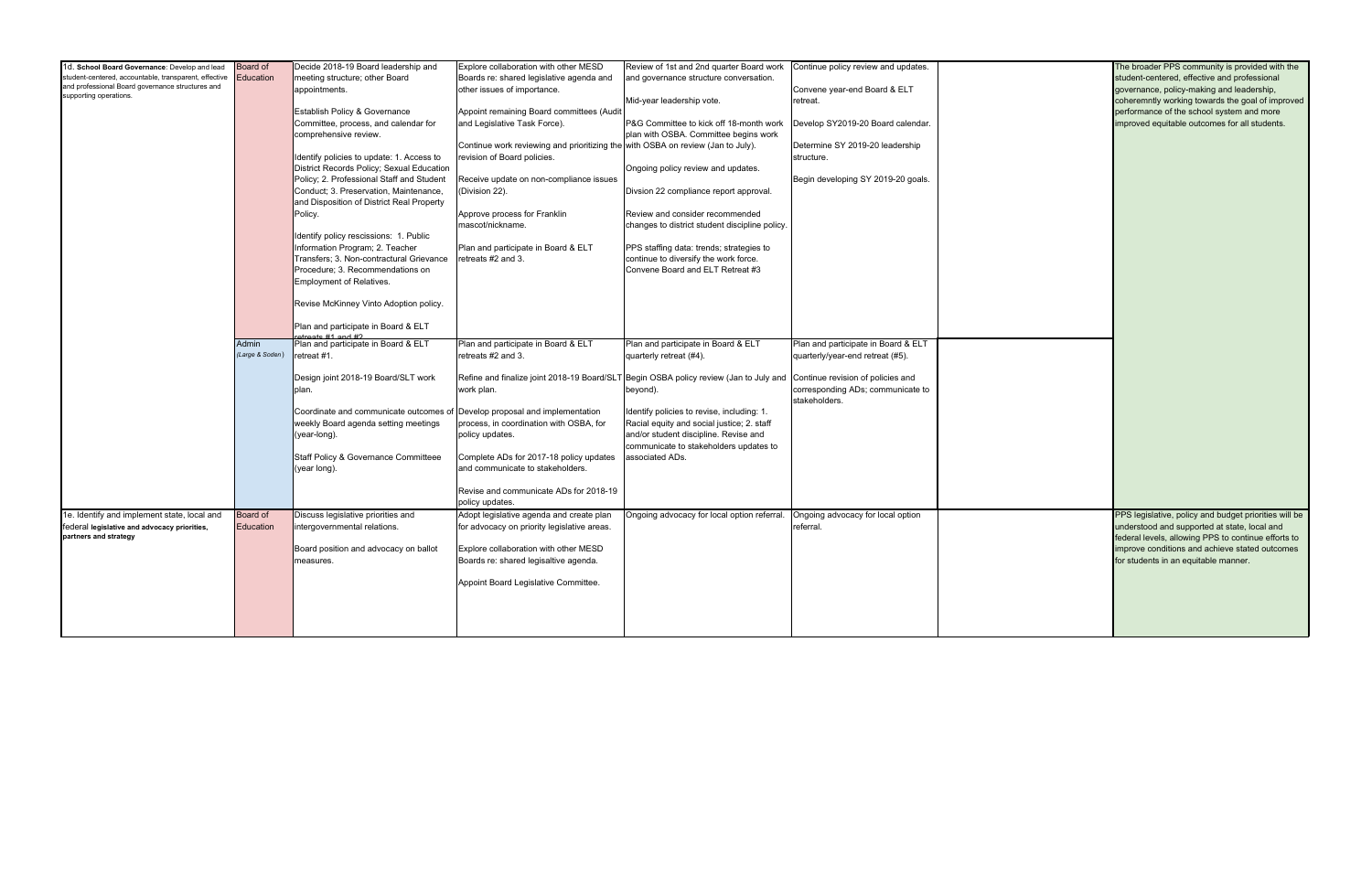| | | | | | | | |
|---|---|---|---|---|---|---|---|
| 1d. **School Board Governance**: Develop and lead student-centered, accountable, transparent, effective and professional Board governance structures and supporting operations. | Board of Education | Decide 2018-19 Board leadership and meeting structure; other Board appointments.<br><br>Establish Policy & Governance Committee, process, and calendar for comprehensive review.<br><br>Identify policies to update: 1. Access to District Records Policy; Sexual Education Policy; 2. Professional Staff and Student Conduct; 3. Preservation, Maintenance, and Disposition of District Real Property Policy.<br><br>Identify policy rescissions: 1. Public Information Program; 2. Teacher Transfers; 3. Non-contractual Grievance Procedure; 3. Recommendations on Employment of Relatives.<br><br>Revise McKinney Vinto Adoption policy.<br><br>Plan and participate in Board & ELT retreats #1 and #2 | Explore collaboration with other MESD Boards re: shared legislative agenda and other issues of importance.<br><br>Appoint remaining Board committees (Audit and Legislative Task Force).<br><br>Continue work reviewing and prioritizing the revision of Board policies.<br><br>Receive update on non-compliance issues (Division 22).<br><br>Approve process for Franklin mascot/nickname.<br><br>Plan and participate in Board & ELT retreats #2 and 3. | Review of 1st and 2nd quarter Board work and governance structure conversation.<br><br>Mid-year leadership vote.<br><br>P&G Committee to kick off 18-month work plan with OSBA. Committee begins work with OSBA on review (Jan to July).<br><br>Ongoing policy review and updates.<br><br>Divsion 22 compliance report approval.<br><br>Review and consider recommended changes to district student discipline policy.<br><br>PPS staffing data: trends; strategies to continue to diversify the work force. Convene Board and ELT Retreat #3 | Continue policy review and updates.<br><br>Convene year-end Board & ELT retreat.<br><br>Develop SY2019-20 Board calendar.<br><br>Determine SY 2019-20 leadership structure.<br><br>Begin developing SY 2019-20 goals. | | The broader PPS community is provided with the student-centered, effective and professional governance, policy-making and leadership, coheremntly working towards the goal of improved performance of the school system and more improved equitable outcomes for all students. |
| | Admin *(Large & Soden)* | Plan and participate in Board & ELT retreat #1.<br><br>Design joint 2018-19 Board/SLT work plan.<br><br>Coordinate and communicate outcomes of weekly Board agenda setting meetings (year-long).<br><br>Staff Policy & Governance Committeee (year long). | Plan and participate in Board & ELT retreats #2 and 3.<br><br>Refine and finalize joint 2018-19 Board/SLT work plan.<br><br>Develop proposal and implementation process, in coordination with OSBA, for policy updates.<br><br>Complete ADs for 2017-18 policy updates and communicate to stakeholders.<br><br>Revise and communicate ADs for 2018-19 policy updates. | Plan and participate in Board & ELT quarterly retreat (#4).<br><br>Begin OSBA policy review (Jan to July and beyond).<br><br>Identify policies to revise, including: 1. Racial equity and social justice; 2. staff and/or student discipline. Revise and communicate to stakeholders updates to associated ADs. | Plan and participate in Board & ELT quarterly/year-end retreat (#5).<br><br>Continue revision of policies and corresponding ADs; communicate to stakeholders. | | |
| 1e. Identify and implement state, local and federal **legislative and advocacy priorities, partners and strategy** | Board of Education | Discuss legislative priorities and intergovernmental relations.<br><br>Board position and advocacy on ballot measures. | Adopt legislative agenda and create plan for advocacy on priority legislative areas.<br><br>Explore collaboration with other MESD Boards re: shared legisaltive agenda.<br><br>Appoint Board Legislative Committee. | Ongoing advocacy for local option referral. | Ongoing advocacy for local option referral. | | PPS legislative, policy and budget priorities will be understood and supported at state, local and federal levels, allowing PPS to continue efforts to improve conditions and achieve stated outcomes for students in an equitable manner. |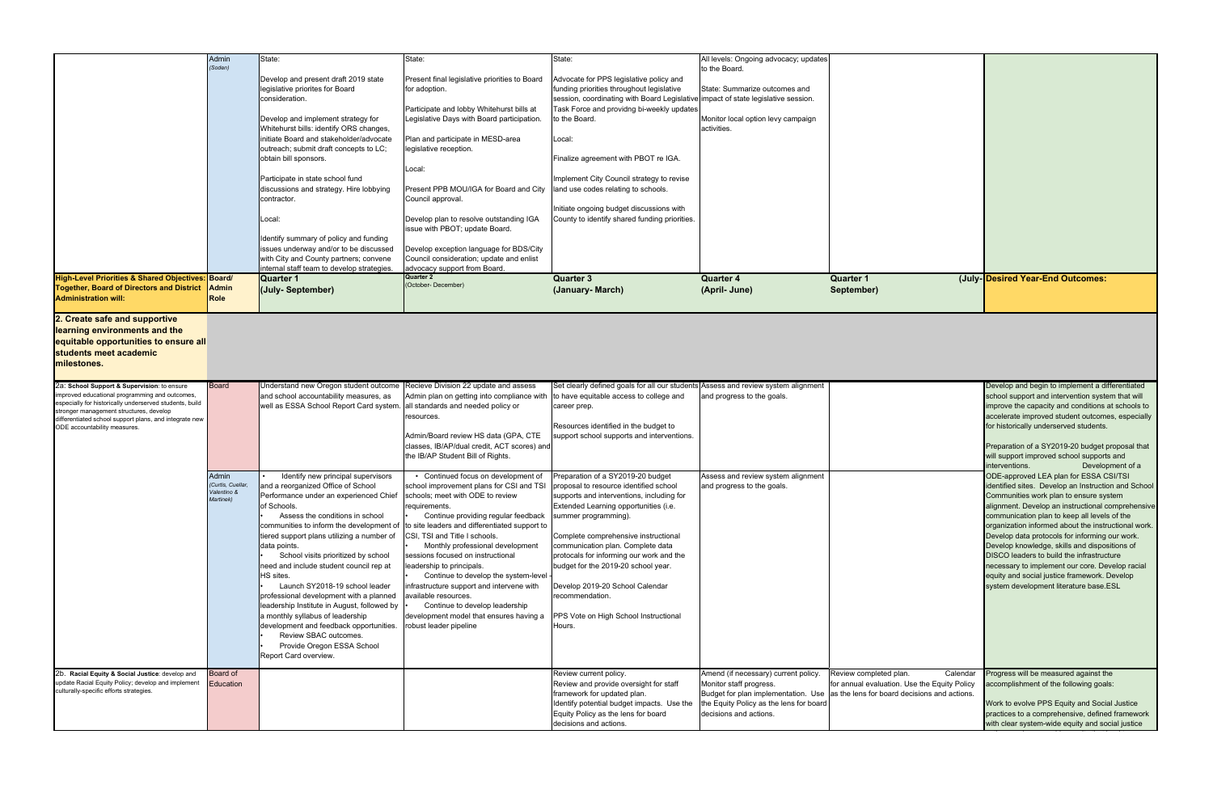| | Admin *(Sodan)* | State:<br><br>Develop and present draft 2019 state legislative priorites for Board consideration.<br><br>Develop and implement strategy for Whitehurst bills: identify ORS changes, initiate Board and stakeholder/advocate outreach; submit draft concepts to LC; obtain bill sponsors.<br><br>Participate in state school fund discussions and strategy. Hire lobbying contractor.<br><br>Local:<br><br>Identify summary of policy and funding issues underway and/or to be discussed with City and County partners; convene internal staff team to develop strategies. | State:<br><br>Present final legislative priorities to Board for adoption.<br><br>Participate and lobby Whitehurst bills at Legislative Days with Board participation.<br><br>Plan and participate in MESD-area legislative reception.<br><br>Local:<br><br>Present PPB MOU/IGA for Board and City Council approval.<br><br>Develop plan to resolve outstanding IGA issue with PBOT; update Board.<br><br>Develop exception language for BDS/City Council consideration; update and enlist advocacy support from Board. | State:<br><br>Advocate for PPS legislative policy and funding priorities throughout legislative session, coordinating with Board Legislative Task Force and providng bi-weekly updates to the Board.<br><br>Local:<br><br>Finalize agreement with PBOT re IGA.<br><br>Implement City Council strategy to revise land use codes relating to schools.<br><br>Initiate ongoing budget discussions with County to identify shared funding priorities. | All levels: Ongoing advocacy; updates to the Board.<br><br>State: Summarize outcomes and impact of state legislative session.<br><br>Monitor local option levy campaign activities. | | |
|---|---|---|---|---|---|---|---|
| **High-Level Priorities & Shared Objectives: Together, Board of Directors and District Administration will:** | **Board/ Admin Role** | **Quarter 1 (July- September)** | **Quarter 2** (October- December) | **Quarter 3 (January- March)** | **Quarter 4 (April- June)** | **Quarter 1 (July- September)** | **Desired Year-End Outcomes:** |
| **2. Create safe and supportive learning environments and the equitable opportunities to ensure all students meet academic milestones.** | | | | | | | |
| **2a: School Support & Supervision**: to ensure improved educational programming and outcomes, especially for historically underserved students, build stronger management structures, develop differentiated school support plans, and integrate new ODE accountability measures. | Board | Understand new Oregon student outcome and school accountability measures, as well as ESSA School Report Card system. | Recieve Division 22 update and assess Admin plan on getting into compliance with all standards and needed policy or resources.<br><br>Admin/Board review HS data (GPA, CTE classes, IB/AP/dual credit, ACT scores) and the IB/AP Student Bill of Rights. | Set clearly defined goals for all our students to have equitable access to college and career prep.<br><br>Resources identified in the budget to support school supports and interventions. | Assess and review system alignment and progress to the goals. | | Develop and begin to implement a differentiated school support and intervention system that will improve the capacity and conditions at schools to accelerate improved student outcomes, especially for historically underserved students.<br><br>Preparation of a SY2019-20 budget proposal that will support improved school supports and interventions. Development of a ODE-approved LEA plan for ESSA CSI/TSI identified sites. Develop an Instruction and School Communities work plan to ensure system alignment. Develop an instructional comprehensive communication plan to keep all levels of the organization informed about the instructional work. Develop data protocols for informing our work. Develop knowledge, skills and dispositions of DISCO leaders to build the infrastructure necessary to implement our core. Develop racial equity and social justice framework. Develop system development literature base.ESL |
| | Admin *(Curtis, Cuellar, Valentino & Martinek)* | • Identify new principal supervisors and a reorganized Office of School Performance under an experienced Chief of Schools.<br>• Assess the conditions in school communities to inform the development of tiered support plans utilizing a number of data points.<br>• School visits prioritized by school need and include student council rep at HS sites.<br>• Launch SY2018-19 school leader professional development with a planned leadership Institute in August, followed by a monthly syllabus of leadership development and feedback opportunities.<br>• Review SBAC outcomes.<br>• Provide Oregon ESSA School Report Card overview. | • Continued focus on development of school improvement plans for CSI and TSI schools; meet with ODE to review requirements.<br>• Continue providing regular feedback to site leaders and differentiated support to CSI, TSI and Title I schools.<br>• Monthly professional development sessions focused on instructional leadership to principals.<br>• Continue to develop the system-level infrastructure support and intervene with available resources.<br>• Continue to develop leadership development model that ensures having a robust leader pipeline | Preparation of a SY2019-20 budget proposal to resource identified school supports and interventions, including for Extended Learning opportunities (i.e. summer programming).<br><br>Complete comprehensive instructional communication plan. Complete data protocols for informing our work and the budget for the 2019-20 school year.<br><br>Develop 2019-20 School Calendar recommendation.<br><br>PPS Vote on High School Instructional Hours. | Assess and review system alignment and progress to the goals. | | |
| **2b. Racial Equity & Social Justice**: develop and update Racial Equity Policy; develop and implement culturally-specific efforts strategies. | Board of Education | | | Review current policy.<br>Review and provide oversight for staff framework for updated plan.<br>Identify potential budget impacts. Use the Equity Policy as the lens for board decisions and actions. | Amend (if necessary) current policy.<br>Monitor staff progress.<br>Budget for plan implementation. Use the Equity Policy as the lens for board decisions and actions. | Review completed plan. Calendar for annual evaluation. Use the Equity Policy as the lens for board decisions and actions. | Progress will be measured against the accomplishment of the following goals:<br><br>Work to evolve PPS Equity and Social Justice practices to a comprehensive, defined framework with clear system-wide equity and social justice |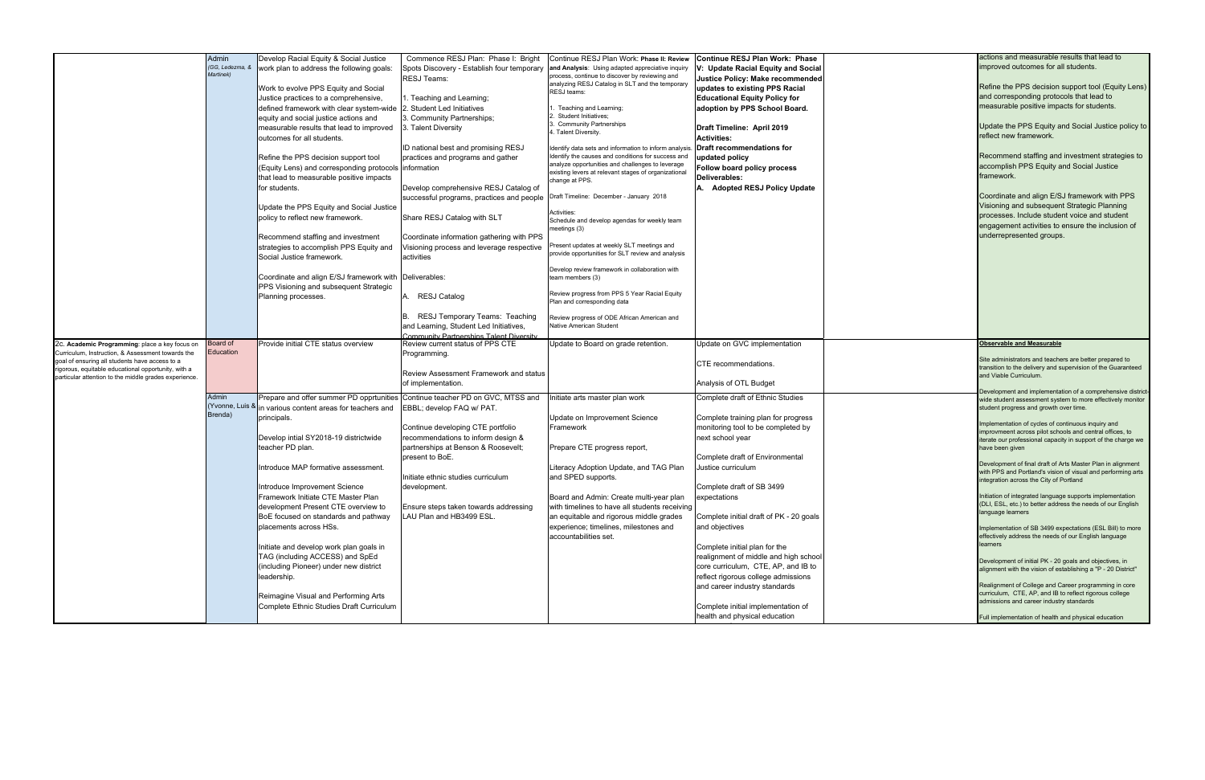| | | | | | | | |
|---|---|---|---|---|---|---|---|
| | Admin (GG, Ledezma, & Martinek) | Develop Racial Equity & Social Justice work plan to address the following goals:<br><br>Work to evolve PPS Equity and Social Justice practices to a comprehensive, defined framework with clear system-wide equity and social justice actions and measurable results that lead to improved outcomes for all students.<br><br>Refine the PPS decision support tool (Equity Lens) and corresponding protocols that lead to measurable positive impacts for students.<br><br>Update the PPS Equity and Social Justice policy to reflect new framework.<br><br>Recommend staffing and investment strategies to accomplish PPS Equity and Social Justice framework.<br><br>Coordinate and align E/SJ framework with PPS Visioning and subsequent Strategic Planning processes. | Commence RESJ Plan: Phase I: Bright Spots Discovery - Establish four temporary RESJ Teams:<br><br>1. Teaching and Learning;<br>2. Student Led Initiatives<br>3. Community Partnerships;<br>3. Talent Diversity<br><br>ID national best and promising RESJ practices and programs and gather information<br><br>Develop comprehensive RESJ Catalog of successful programs, practices and people<br><br>Share RESJ Catalog with SLT<br><br>Coordinate information gathering with PPS Visioning process and leverage respective activities<br><br>Deliverables:<br><br>A. RESJ Catalog<br><br>B. RESJ Temporary Teams: Teaching and Learning, Student Led Initiatives, Community Partnerships Talent Diversity | Continue RESJ Plan Work: **Phase II: Review and Analysis**: Using adapted appreciative inquiry process, continue to discover by reviewing and analyzing RESJ Catalog in SLT and the temporary RESJ teams:<br><br>1. Teaching and Learning;<br>2. Student Initiatives;<br>3. Community Partnerships<br>4. Talent Diversity.<br><br>Identify data sets and information to inform analysis. Identify the causes and conditions for success and analyze opportunities and challenges to leverage existing levers at relevant stages of organizational change at PPS.<br><br>Draft Timeline: December - January 2018<br><br>Activities:<br>Schedule and develop agendas for weekly team meetings (3)<br><br>Present updates at weekly SLT meetings and provide opportunities for SLT review and analysis<br><br>Develop review framework in collaboration with team members (3)<br><br>Review progress from PPS 5 Year Racial Equity Plan and corresponding data<br><br>Review progress of ODE African American and Native American Student | **Continue RESJ Plan Work: Phase V: Update Racial Equity and Social Justice Policy: Make recommended updates to existing PPS Racial Educational Equity Policy for adoption by PPS School Board.**<br><br>**Draft Timeline: April 2019**<br>**Activities:**<br>**Draft recommendations for updated policy**<br>**Follow board policy process**<br>**Deliverables:**<br>**A. Adopted RESJ Policy Update** | | actions and measurable results that lead to improved outcomes for all students.<br><br>Refine the PPS decision support tool (Equity Lens) and corresponding protocols that lead to measurable positive impacts for students.<br><br>Update the PPS Equity and Social Justice policy to reflect new framework.<br><br>Recommend staffing and investment strategies to accomplish PPS Equity and Social Justice framework.<br><br>Coordinate and align E/SJ framework with PPS Visioning and subsequent Strategic Planning processes. Include student voice and student engagement activities to ensure the inclusion of underrepresented groups. |
| 2c. **Academic Programming**: place a key focus on Curriculum, Instruction, & Assessment towards the goal of ensuring all students have access to a rigorous, equitable educational opportunity, with a particular attention to the middle grades experience. | Board of Education | Provide initial CTE status overview | Review current status of PPS CTE Programming.<br><br>Review Assessment Framework and status of implementation. | Update to Board on grade retention. | Update on GVC implementation<br><br>CTE recommendations.<br><br>Analysis of OTL Budget | | **Observable and Measurable**<br><br>Site administrators and teachers are better prepared to transition to the delivery and supervision of the Guaranteed and Viable Curriculum.<br><br>Development and implementation of a comprehensive district-wide student assessment system to more effectively monitor student progress and growth over time.<br><br>Implementation of cycles of continuous inquiry and improvmeent across pilot schools and central offices, to iterate our professional capacity in support of the charge we have been given<br><br>Development of final draft of Arts Master Plan in alignment with PPS and Portland's vision of visual and performing arts integration across the City of Portland<br><br>Initiation of integrated language supports implementation (DLI, ESL, etc.) to better address the needs of our English language learners<br><br>Implementation of SB 3499 expectations (ESL Bill) to more effectively address the needs of our English language learners<br><br>Development of initial PK - 20 goals and objectives, in alignment with the vision of establishing a "P - 20 District"<br><br>Realignment of College and Career programming in core curriculum, CTE, AP, and IB to reflect rigorous college admissions and career industry standards<br><br>Full implementation of health and physical education |
| | Admin (Yvonne, Luis & Brenda) | Prepare and offer summer PD opprtunities in various content areas for teachers and principals.<br><br>Develop intial SY2018-19 districtwide teacher PD plan.<br><br>Introduce MAP formative assessment.<br><br>Introduce Improvement Science Framework Initiate CTE Master Plan development Present CTE overview to BoE focused on standards and pathway placements across HSs.<br><br>Initiate and develop work plan goals in TAG (including ACCESS) and SpEd (including Pioneer) under new district leadership.<br><br>Reimagine Visual and Performing Arts Complete Ethnic Studies Draft Curriculum | Continue teacher PD on GVC, MTSS and EBBL; develop FAQ w/ PAT.<br><br>Continue developing CTE portfolio recommendations to inform design & partnerships at Benson & Roosevelt; present to BoE.<br><br>Initiate ethnic studies curriculum development.<br><br>Ensure steps taken towards addressing LAU Plan and HB3499 ESL. | Initiate arts master plan work<br><br>Update on Improvement Science Framework<br><br>Prepare CTE progress report,<br><br>Literacy Adoption Update, and TAG Plan and SPED supports.<br><br>Board and Admin: Create multi-year plan with timelines to have all students receiving an equitable and rigorous middle grades experience; timelines, milestones and accountabilities set. | Complete draft of Ethnic Studies<br><br>Complete training plan for progress monitoring tool to be completed by next school year<br><br>Complete draft of Environmental Justice curriculum<br><br>Complete draft of SB 3499 expectations<br><br>Complete initial draft of PK - 20 goals and objectives<br><br>Complete initial plan for the realignment of middle and high school core curriculum, CTE, AP, and IB to reflect rigorous college admissions and career industry standards<br><br>Complete initial implementation of health and physical education | | |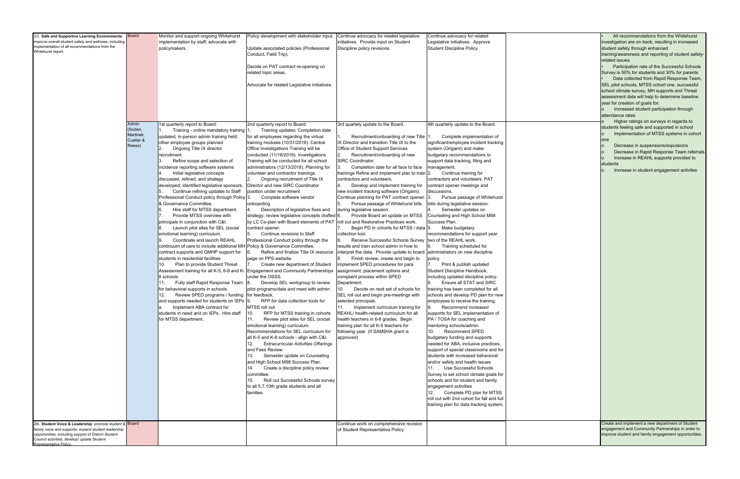| | | | | | | | |
|---|---|---|---|---|---|---|---|
| 2d. **Safe and Supportive Learning Environments**: improve overall student safety and wellness, including implementation of all recommendations from the Whitehurst report. | Board | Monitor and support ongoing Whitehurst implementation by staff; advocate with policymakers. | Policy development with stakeholder input.<br><br>Update associated policies (Professional Conduct, Field Trip).<br><br>Decide on PAT contract re-opening on related topic areas.<br><br>Advocate for related Legislative initiatives. | Continue advocacy for related legislative initiatives. Provide input on Student Discipline policy revisions. | Continue advocacy for related Legislative initiatives. Approve Student Discipline Policy | | • All recommendations from the Whitehurst investigation are on track, resulting in increased student safety through enhanced training/awareness and reporting of student safety-related issues.<br>• Participation rate of the Successful Schools Survey is 50% for students and 30% for parents<br>• Data collected from Rapid Response Team, SEL pilot schools, MTSS cohort one, successful school climate survey, MH supports and Threat assessment data will help to determine baseline year for creation of goals for:<br>o Increased student participation through attendance rates<br>o Higher ratings on surveys in regards to students feeling safe and supported in school<br>o Implementation of MTSS systems in cohort one<br>o Decrease in suspensions/expulsions<br>o Decrease in Rapid Response Team referrals<br>o Increase in REAHL supports provided to students<br>o Increase in student engagement activites |
| | Admin (Soden, Martinek, Cuellar & Reese) | 1st quarterly report to Board:<br>1. Training - online mandatory training updated; in-person admin training held; other employee groups planned<br>2. Ongoing Title IX director recruitment<br>3. Refine scope and selection of incidence reporting software systems<br>4. Initial legislative concepts discussed, refined, and strategy developed; identified legislative sponsors.<br>5. Continue refining updates to Staff Professional Conduct policy through Policy & Governance Committee.<br>6. Hire staff for MTSS department.<br>7. Provide MTSS overview with principals in conjunction with C&I.<br>8. Launch pilot sites for SEL (social emotional learning) curriculum.<br>9. Coordinate and launch REAHL continuum of care to include additional MH contract supports and QMHP support for students in residential facilities<br>10. Plan to provide Student Threat Assessment training for all K-5, 6-8 and K-8 schools<br>11. Fully staff Rapid Response Team for behavioral supports in schools.<br>12. Review SPED programs / funding and supports needed for students on IEPs<br>a. Implement ABA contract for students in need and on IEPs . Hire staff for MTSS department. | 2nd quarterly report to Board:<br>1. Training updates; Completion date for all employees regarding the virtual training modules (10/31/2018). Central Office Investigations Training will be conducted (11/16/2018). Investigations Training will be conducted for all school administrators (12/13/2018). Planning for volunteer and contractor trainings.<br>2. Ongoing recruitment of Title IX Director and new SIRC Coordinator position under recruitment<br>3. Complete software vendor onboarding<br>4. Description of legislative fixes and strategy; review legislative concepts drafted by LC Co-plan with Board elements of PAT contract opener.<br>5. Continue revisions to Staff Professional Conduct policy through the Policy & Governance Committee.<br>6. Refine and finalize Title IX resource page on PPS website.<br>7. Create new department of Student Engagement and Community Partnerships under the OSSS.<br>8. Develop SEL workgroup to review pilot programs/data and meet with admin for feedback.<br>9. RFP for data collection tools for MTSS roll out<br>10. RFP for MTSS training in cohorts<br>11. Review pilot sites for SEL (social emotional learning) curriculum. Recommendations for SEL curriculum for all K-5 and K-8 schools - align with C&I.<br>12. Extracurricular Activities Offerings and Fees Review<br>13. Semester update on Counseling and High School M98 Success Plan.<br>14. Create a discipline policy review committee.<br>15. Roll out Successful Schools survey to all 5,7,10th grade students and all families | 3rd quartely update to the Board.<br><br>1. Recruitment/onboarding of new Title IX Director and transition Title IX to the Office of Student Support Services<br>2. Recruitment/onboarding of new SIRC Coordinator.<br>3. Completion date for all face to face trainings Refine and implement plan to train contractors and volunteers.<br>4. Develop and implement training for new incident tracking software (Origami). Continue planning for PAT contract opener.<br>5. Pursue passage of Whitehurst bills during legislative session.<br>6. Provide Board an update on MTSS roll out and Restorative Practices work.<br>7. Begin PD in cohorts for MTSS / data collection tool.<br>8. Receive Successful Schools Survey results and train school admin in how to interpret the data. Provide update to board.<br>9. Finish review, create and begin to implement SPED procedures for para assignment, placement options and complaint process within SPED Department.<br>10. Decide on next set of schools for SEL roll out and begin pre-meetings with selected principals.<br>11. Implement curriculum training for REAHL/ health-related curriculum for all health teachers in 6-8 grades. Begin training plan for all K-5 teachers for following year. (If SAMSHA grant is approved) | 4th quarterly update to the Board.<br><br>1. Complete implementation of significant/employee incident tracking system (Origami) and make budgetary recommendations to support data tracking, filing and management.<br>2. Continue training for contractors and volunteers. PAT contract opener meetings and discussions.<br>3. Pursue passage of Whitehurst bills during legislative session.<br>4. Semester updates on Counseling and High School M98 Success Plan.<br>5. Make budgetary recommendations for support year two of the REAHL work,<br>6. Training scheduled for administrators on new discipline policy<br>7. Print & publish updated Student Discipline Handbook, including updated discipline policy.<br>8. Ensure all STAT and SIRC training has been completed for all schools and develop PD plan for new employees to receive the training.<br>9. Recommend increased supports for SEL implementation of PA / TOSA for coaching and mentoring schools/admin<br>10. Recommend SPED budgetary funding and supports needed for ABA, inclusive practices, support of special classrooms and for students with increased behavioral and/or safety and health issues<br>11. Use Successful Schools Survey to set school climate goals for schools and for student and family engagement activities<br>12. Complete PD plan for MTSS roll out with 2nd cohort for fall and full training plan for data tracking system. | | |
| 2e. **Student Voice & Leadership**: promote student & family voice and supports; expand student leadership opportunities, including support of District Student Council activities; develop/ update Student Representative Policy. | Board | | | Continue work on comprehensive revision of Student Representative Policy | | | Create and implement a new department of Student engagement and Community Partnerships in order to improve student and family engagement opportunities |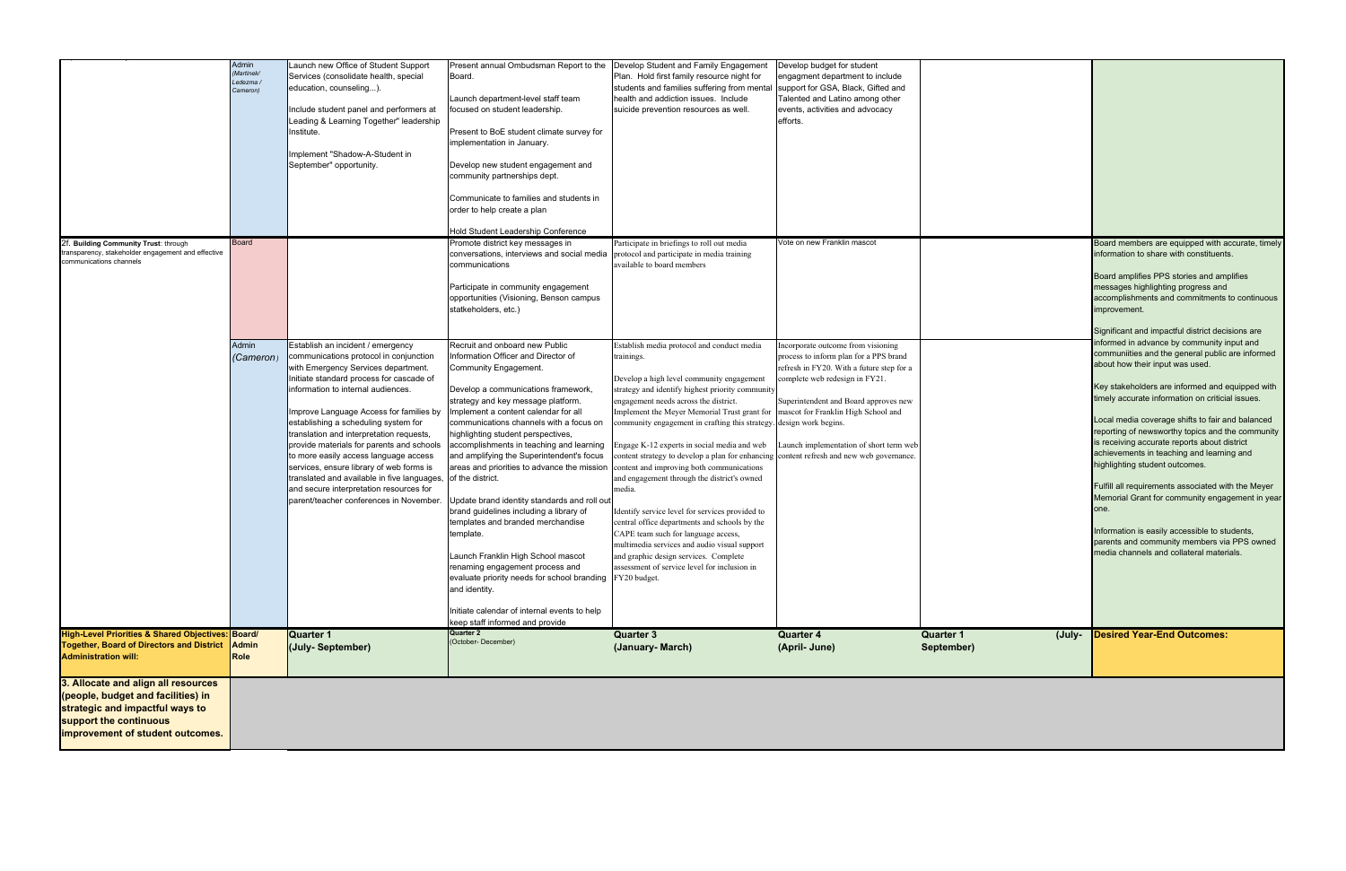| | Admin (Martinak/ Ledezma / Cameron) | Launch new Office of Student Support Services (consolidate health, special education, counseling...).<br><br>Include student panel and performers at Leading & Learning Together" leadership Institute.<br><br>Implement "Shadow-A-Student in September" opportunity. | Present annual Ombudsman Report to the Board.<br><br>Launch department-level staff team focused on student leadership.<br><br>Present to BoE student climate survey for implementation in January.<br><br>Develop new student engagement and community partnerships dept.<br><br>Communicate to families and students in order to help create a plan<br><br>Hold Student Leadership Conference | Develop Student and Family Engagement Plan. Hold first family resource night for students and families suffering from mental health and addiction issues. Include suicide prevention resources as well. | Develop budget for student engagment department to include support for GSA, Black, Gifted and Talented and Latino among other events, activities and advocacy efforts. | | |
|---|---|---|---|---|---|---|---|
| 2f. **Building Community Trust**: through transparency, stakeholder engagement and effective communications channels | Board | | Promote district key messages in conversations, interviews and social media communications<br><br>Participate in community engagement opportunities (Visioning, Benson campus statkeholders, etc.) | Participate in briefings to roll out media protocol and participate in media training available to board members | Vote on new Franklin mascot | | Board members are equipped with accurate, timely information to share with constituents.<br><br>Board amplifies PPS stories and amplifies messages highlighting progress and accomplishments and commitments to continuous improvement.<br><br>Significant and impactful district decisions are informed in advance by community input and communiities and the general public are informed about how their input was used.<br><br>Key stakeholders are informed and equipped with timely accurate information on criticial issues.<br><br>Local media coverage shifts to fair and balanced reporting of newsworthy topics and the community is receiving accurate reports about district achievements in teaching and learning and highlighting student outcomes.<br><br>Fulfill all requirements associated with the Meyer Memorial Grant for community engagement in year one.<br><br>Information is easily accessible to students, parents and community members via PPS owned media channels and collateral materials. |
| | Admin (Cameron) | Establish an incident / emergency communications protocol in conjunction with Emergency Services department. Initiate standard process for cascade of information to internal audiences.<br><br>Improve Language Access for families by establishing a scheduling system for translation and interpretation requests, provide materials for parents and schools to more easily access language access services, ensure library of web forms is translated and available in five languages, and secure interpretation resources for parent/teacher conferences in November. | Recruit and onboard new Public Information Officer and Director of Community Engagement.<br><br>Develop a communications framework, strategy and key message platform. Implement a content calendar for all communications channels with a focus on highlighting student perspectives, accomplishments in teaching and learning and amplifying the Superintendent's focus areas and priorities to advance the mission of the district.<br><br>Update brand identity standards and roll out brand guidelines including a library of templates and branded merchandise template.<br><br>Launch Franklin High School mascot renaming engagement process and evaluate priority needs for school branding and identity.<br><br>Initiate calendar of internal events to help keep staff informed and provide | Establish media protocol and conduct media trainings.<br><br>Develop a high level community engagement strategy and identify highest priority community engagement needs across the district. Implement the Meyer Memorial Trust grant for community engagement in crafting this strategy.<br><br>Engage K-12 experts in social media and web content strategy to develop a plan for enhancing content and improving both communications and engagement through the district's owned media.<br><br>Identify service level for services provided to central office departments and schools by the CAPE team such for language access, multimedia services and audio visual support and graphic design services. Complete assessment of service level for inclusion in FY20 budget. | Incorporate outcome from visioning process to inform plan for a PPS brand refresh in FY20. With a future step for a complete web redesign in FY21.<br><br>Superintendent and Board approves new mascot for Franklin High School and design work begins.<br><br>Launch implementation of short term web content refresh and new web governance. | | |
| **High-Level Priorities & Shared Objectives: Together, Board of Directors and District Administration will:** | **Board/ Admin Role** | **Quarter 1 (July- September)** | **Quarter 2** (October- December) | **Quarter 3 (January- March)** | **Quarter 4 (April- June)** | **Quarter 1 (July- September)** | **Desired Year-End Outcomes:** |
| **3. Allocate and align all resources (people, budget and facilities) in strategic and impactful ways to support the continuous improvement of student outcomes.** | | | | | | | |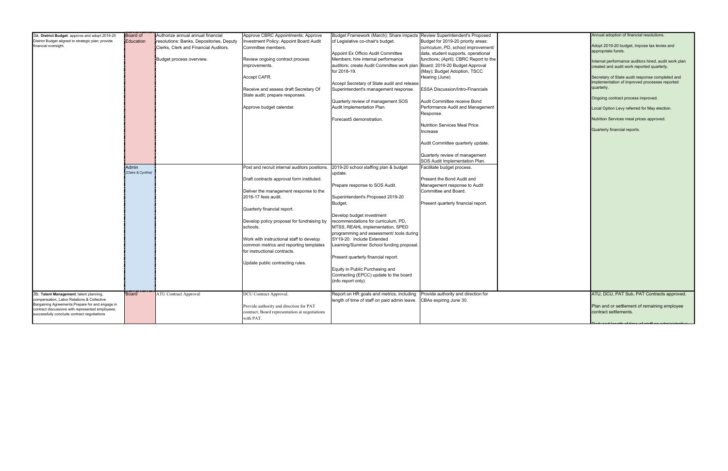| | | | | | | | |
|---|---|---|---|---|---|---|---|
| 3a. **District Budget**: approve and adopt 2019-20 District Budget aligned to strategic plan; provide financial oversight. | Board of Education | Authorize annual annual financial resolutions: Banks, Depositories, Deputy Clerks, Clerk and Financial Auditors.<br><br>Budget process overview. | Approve CBRC Appointments; Approve Investment Policy; Appoint Board Audit Committee members.<br><br>Review ongoing contract process improvements.<br><br>Accept CAFR.<br><br>Receive and assess draft Secretary Of State audit; prepare responses.<br><br>Approve budget calendar. | Budget Framework (March); Share impacts of Legislative co-chair's budget.<br><br>Appoint Ex Officio Audit Committee Members; hire internal performance auditors; create Audit Committee work plan for 2018-19.<br><br>Accept Secretary of State audit and release Superintendent's management response.<br><br>Quarterly review of management SOS Audit Implementation Plan.<br><br>Forecast5 demonstration. | Review Superintendent's Proposed Budget for 2019-20 priority areas: curriculum, PD, school improvement/ data, student supports, operational functions; (April); CBRC Report to the Board; 2019-20 Budget Approval (May); Budget Adoption, TSCC Hearing (June)<br><br>ESSA Discussion/Intro-Financials<br><br>Audit Committee receive Bond Performance Audit and Management Response.<br><br>Nutrition Services Meal Price Increase<br><br>Audit Committee quarterly update.<br><br>Quarterly review of management SOS Audit Implementation Plan. | | Annual adoption of financial resolutions.<br><br>Adopt 2019-20 budget, impose tax levies and appropriate funds.<br><br>Internal performance auditors hired, audit work plan created and audit work reported quarterly.<br><br>Secretary of State audit response completed and implementation of improved processes reported quarterly.<br><br>Ongoing contract process improved.<br><br>Local Option Levy referred for May election.<br><br>Nutrition Services meal prices approved.<br><br>Quarterly financial reports. |
| | Admin *(Claire & Cynthia)* | | Post and recruit internal auditors positions.<br><br>Draft contracts approval form instituted.<br><br>Deliver the management response to the 2016-17 fees audit.<br><br>Quarterly financial report.<br><br>Develop policy proposal for fundraising by schools.<br><br>Work with instructional staff to develop common metrics and reporting templates for instructional contracts.<br><br>Update public contracting rules. | 2019-20 school staffing plan & budget update.<br><br>Prepare response to SOS Audit.<br><br>Superintendent's Proposed 2019-20 Budget.<br><br>Develop budget investment recommendations for curriculum, PD, MTSS, REAHL implementation, SPED programming and assessment/ tools during SY19-20. Include Extended Learning/Summer School funding proposal.<br><br>Present quarterly financial report.<br><br>Equity in Public Purchasing and Contracting (EPCC) update to the board (info report only). | Facilitate budget process.<br><br>Present the Bond Audit and Management response to Audit Committee and Board.<br><br>Present quarterly financial report. | | |
| 3b. **Talent Management**: talent planning, compensation, Labor Relations & Collective Bargaining Agreements;Prepare for and engage in contract discussions with represented employees; successfully conclude contract negotiations | Board | ATU Contract Approval | DCU Contract Approval.<br><br>Provide authority and direction for PAT contract; Board representation at negotiations with PAT. | Report on HR goals and metrics, including length of time of staff on paid admin leave. | Provide authority and direction for CBAs expiring June 30. | | ATU, DCU, PAT Sub, PAT Contracts approved.<br><br>Plan and or settlement of remaining employee contract settlements.<br><br>Reduced length of time of staff on administrative |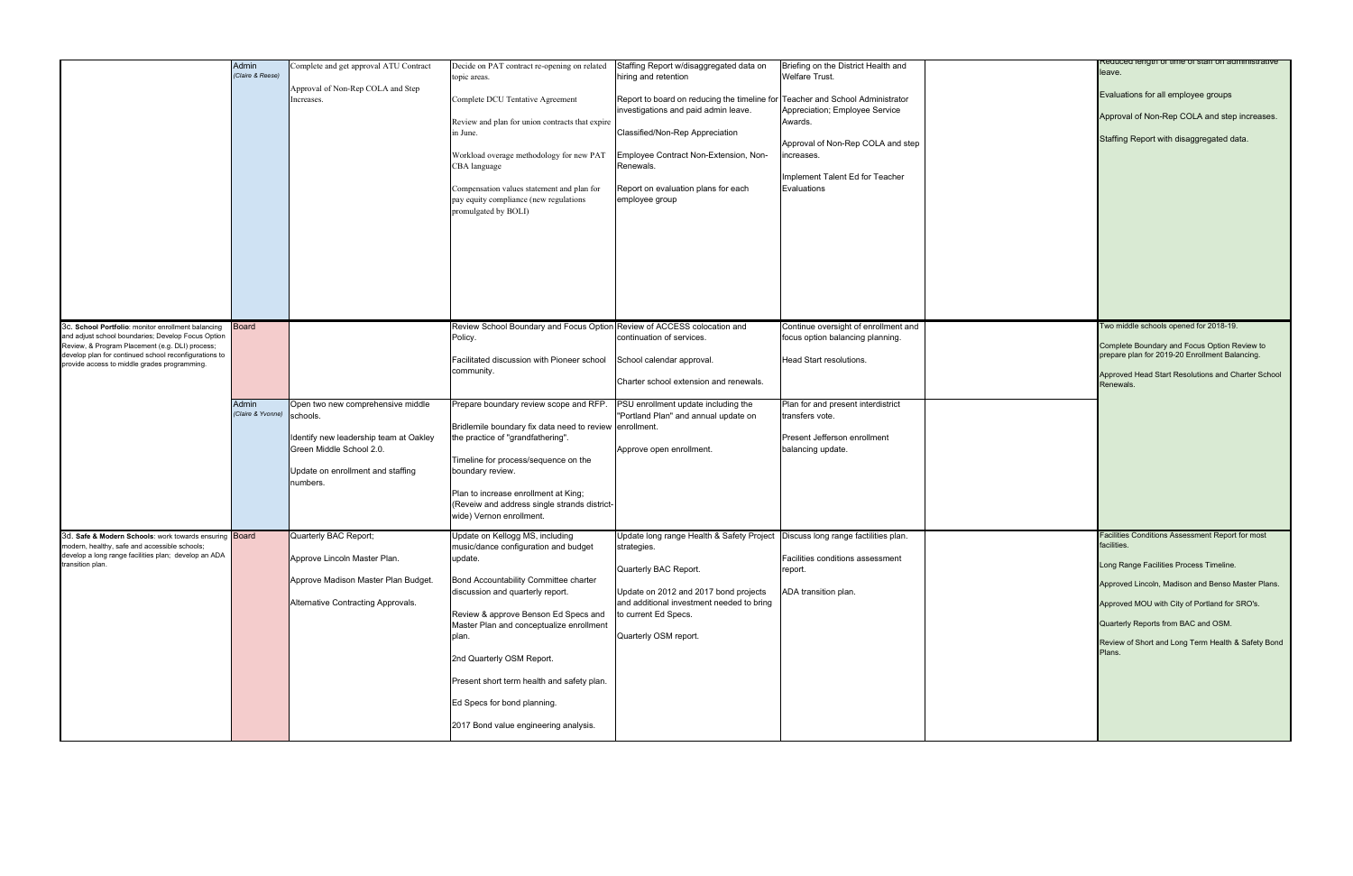| | | | | | | | |
|---|---|---|---|---|---|---|---|
| | Admin *(Claire & Reese)* | Complete and get approval ATU Contract<br><br>Approval of Non-Rep COLA and Step Increases. | Decide on PAT contract re-opening on related topic areas.<br><br>Complete DCU Tentative Agreement<br><br>Review and plan for union contracts that expire in June.<br><br>Workload overage methodology for new PAT CBA language<br><br>Compensation values statement and plan for pay equity compliance (new regulations promulgated by BOLI) | Staffing Report w/disaggregated data on hiring and retention<br><br>Report to board on reducing the timeline for investigations and paid admin leave.<br><br>Classified/Non-Rep Appreciation<br><br>Employee Contract Non-Extension, Non-Renewals.<br><br>Report on evaluation plans for each employee group | Briefing on the District Health and Welfare Trust.<br><br>Teacher and School Administrator Appreciation; Employee Service Awards.<br><br>Approval of Non-Rep COLA and step increases.<br><br>Implement Talent Ed for Teacher Evaluations | | Reduced length of time of staff on administrative leave.<br><br>Evaluations for all employee groups<br><br>Approval of Non-Rep COLA and step increases.<br><br>Staffing Report with disaggregated data. |
| 3c. **School Portfolio**: monitor enrollment balancing and adjust school boundaries; Develop Focus Option Review, & Program Placement (e.g. DLI) process; develop plan for continued school reconfigurations to provide access to middle grades programming. | Board | | Review School Boundary and Focus Option Policy.<br><br>Facilitated discussion with Pioneer school community. | Review of ACCESS colocation and continuation of services.<br><br>School calendar approval.<br><br>Charter school extension and renewals. | Continue oversight of enrollment and focus option balancing planning.<br><br>Head Start resolutions. | | Two middle schools opened for 2018-19.<br><br>Complete Boundary and Focus Option Review to prepare plan for 2019-20 Enrollment Balancing.<br><br>Approved Head Start Resolutions and Charter School Renewals. |
| | Admin *(Claire & Yvonne)* | Open two new comprehensive middle schools.<br><br>Identify new leadership team at Oakley Green Middle School 2.0.<br><br>Update on enrollment and staffing numbers. | Prepare boundary review scope and RFP.<br><br>Bridlemile boundary fix data need to review the practice of "grandfathering".<br><br>Timeline for process/sequence on the boundary review.<br><br>Plan to increase enrollment at King; (Reveiw and address single strands district-wide) Vernon enrollment. | PSU enrollment update including the "Portland Plan" and annual update on enrollment.<br><br>Approve open enrollment. | Plan for and present interdistrict transfers vote.<br><br>Present Jefferson enrollment balancing update. | | |
| 3d. **Safe & Modern Schools**: work towards ensuring modern, healthy, safe and accessible schools; develop a long range facilities plan; develop an ADA transition plan. | Board | Quarterly BAC Report;<br><br>Approve Lincoln Master Plan.<br><br>Approve Madison Master Plan Budget.<br><br>Alternative Contracting Approvals. | Update on Kellogg MS, including music/dance configuration and budget update.<br><br>Bond Accountability Committee charter discussion and quarterly report.<br><br>Review & approve Benson Ed Specs and Master Plan and conceptualize enrollment plan.<br><br>2nd Quarterly OSM Report.<br><br>Present short term health and safety plan.<br><br>Ed Specs for bond planning.<br><br>2017 Bond value engineering analysis. | Update long range Health & Safety Project strategies.<br><br>Quarterly BAC Report.<br><br>Update on 2012 and 2017 bond projects and additional investment needed to bring to current Ed Specs.<br><br>Quarterly OSM report. | Discuss long range factilities plan.<br><br>Facilities conditions assessment report.<br><br>ADA transition plan. | | Facilities Conditions Assessment Report for most facilities.<br><br>Long Range Facilities Process Timeline.<br><br>Approved Lincoln, Madison and Benso Master Plans.<br><br>Approved MOU with City of Portland for SRO's.<br><br>Quarterly Reports from BAC and OSM.<br><br>Review of Short and Long Term Health & Safety Bond Plans. |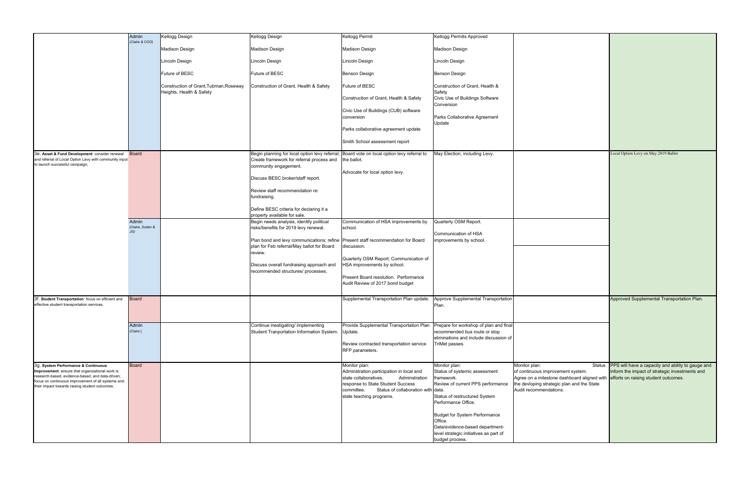| | | | | | | | |
|---|---|---|---|---|---|---|---|
| | Admin *(Claire & COO)* | Kellogg Design<br><br>Madison Design<br><br>Lincoln Design<br><br>Future of BESC<br><br>Construction of Grant,Tubman,Roseway Heights, Health & Safety | Kellogg Design<br><br>Madison Design<br><br>Lincoln Design<br><br>Future of BESC<br><br>Construction of Grant, Health & Safety | Kellogg Permit<br><br>Madison Design<br><br>Lincoln Design<br><br>Benson Design<br><br>Future of BESC<br><br>Construction of Grant, Health & Safety<br><br>Civic Use of Buildings (CUB) software conversion<br><br>Parks collaborative agreement update<br><br>Smith School assessment report | Kellogg Permits Approved<br><br>Madison Design<br><br>Lincoln Design<br><br>Benson Design<br><br>Construction of Grant, Health & Safety<br>Civic Use of Buildings Software Conversion<br><br>Parks Collaborative Agreement Update | | |
| 3e. **Asset & Fund Development**: consider renewal and referral of Local Option Levy with community input to launch successful campaign; | Board | | Begin planning for local option levy referral; Create framework for referral process and community engagement.<br><br>Discuss BESC broker/staff report.<br><br>Review staff recommendation re: fundraising.<br><br>Define BESC criteria for declaring it a property available for sale. | Board vote on local option levy referral to the ballot.<br><br>Advocate for local option levy. | May Election, including Levy. | | Local Option Levy on May 2019 Ballot |
| | Admin *(Claire, Soden & JG)* | | Begin needs analysis, identify political risks/benefits for 2019 levy renewal.<br><br>Plan bond and levy communications; refine plan for Feb referral/May ballot for Board review.<br><br>Discuss overall fundraising approach and recommended structures/ processes. | Communication of HSA improvements by school.<br><br>Present staff recommendation for Board discussion.<br><br>Quarterly OSM Report; Communication of HSA improvements by school.<br><br>Present Board resolution. Performance Audit Review of 2017 bond budget | Quarterly OSM Report.<br><br>Communication of HSA improvements by school. | | |
| 3f. **Student Transportation**: focus on efficient and effective student transportation services, | Board | | | Supplemental Transportation Plan update. | Approve Supplemental Transportation Plan. | | Approved Supplemental Transportation Plan. |
| | Admin *(Claire )* | | Continue inestigating/ implementing Student Tranportation Information System. | Provide Supplemental Transportation Plan Update.<br><br>Review contracted transportation service RFP parameters. | Prepare for workshop of plan and final recommended bus route or stop eliminations and include discussion of TriMet passes. | | |
| 3g. **System Performance & Continuous Improvement**: ensure that organizational work is research-based, evidence-based, and data-driven; focus on continuous improvement of all systems and their impact towards raising student outcomes. | Board | | | Monitor plan:<br>Adminstration participation in local and state collaboratives. Adminstration response to State Student Success committee. Status of collaboration with state teaching programs. | Monitor plan:<br>Status of systemic assessment framework.<br>Review of current PPS performance data.<br>Status of restructured System Performance Office.<br><br>Budget for System Performance Office.<br>Data/evidence-based department-level strategic initiatives as part of budget process. | Monitor plan: Status of continuous improvement system.<br>Agree on a milestone dashboard aligned with the devloping strategic plan and the State Audit recommendations. | PPS will have a capacity and ability to gauge and inform the impact of strategic investments and efforts on raising student outcomes. |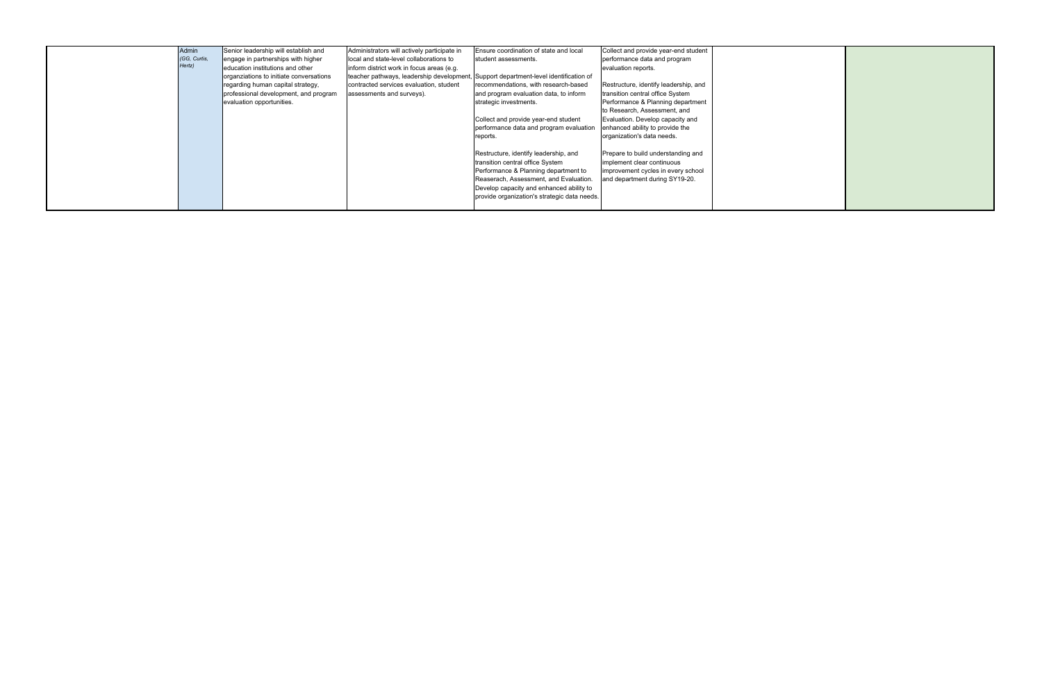| | | | | | | | |
|---|---|---|---|---|---|---|---|
| | Admin *(GG, Curtis, Hertz)* | Senior leadership will establish and engage in partnerships with higher education institutions and other organziations to initiate conversations regarding human capital strategy, professional development, and program evaluation opportunities. | Administrators will actively participate in local and state-level collaborations to inform district work in focus areas (e.g. teacher pathways, leadership development, contracted services evaluation, student assessments and surveys). | Ensure coordination of state and local student assessments.<br><br>Support department-level identification of recommendations, with research-based and program evaluation data, to inform strategic investments.<br><br>Collect and provide year-end student performance data and program evaluation reports.<br><br>Restructure, identify leadership, and transition central office System Performance & Planning department to Reaserach, Assessment, and Evaluation. Develop capacity and enhanced ability to provide organization's strategic data needs. | Collect and provide year-end student performance data and program evaluation reports.<br><br>Restructure, identify leadership, and transition central office System Performance & Planning department to Research, Assessment, and Evaluation. Develop capacity and enhanced ability to provide the organization's data needs.<br><br>Prepare to build understanding and implement clear continuous improvement cycles in every school and department during SY19-20. | | |